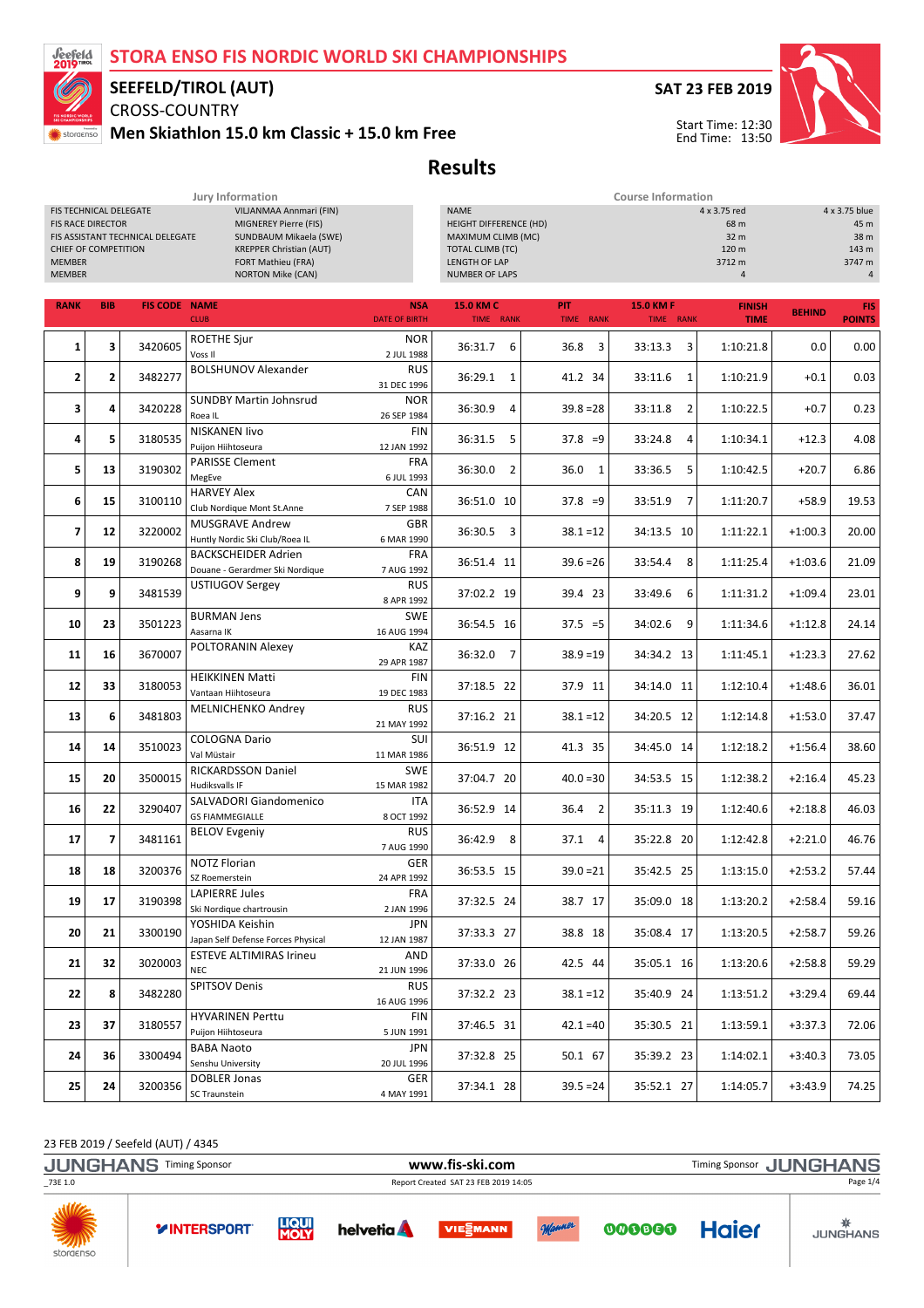# STORA ENSO FIS NORDIC WORLD SKI CHAMPIONSHIPS

## SEEFELD/TIROL (AUT)

CROSS-COUNTRY

**Men Skiathlon 15.0 km Classic + 15.0 km Free**

**SAT 23 FEB 2019**

Start Time: 12:30
End Time: 13:50

# Results

| Jury Information | |
|---|---|
| FIS TECHNICAL DELEGATE | VILJANMAA Annmari (FIN) |
| FIS RACE DIRECTOR | MIGNEREY Pierre (FIS) |
| FIS ASSISTANT TECHNICAL DELEGATE | SUNDBAUM Mikaela (SWE) |
| CHIEF OF COMPETITION | KREPPER Christian (AUT) |
| MEMBER | FORT Mathieu (FRA) |
| MEMBER | NORTON Mike (CAN) |

| Course Information | 4 x 3.75 red | 4 x 3.75 blue |
|---|---|---|
| NAME | 4 x 3.75 red | 4 x 3.75 blue |
| HEIGHT DIFFERENCE (HD) | 68 m | 45 m |
| MAXIMUM CLIMB (MC) | 32 m | 38 m |
| TOTAL CLIMB (TC) | 120 m | 143 m |
| LENGTH OF LAP | 3712 m | 3747 m |
| NUMBER OF LAPS | 4 | 4 |

| RANK | BIB | FIS CODE | NAME / CLUB | NSA / DATE OF BIRTH | 15.0 KM C TIME | RANK | PIT TIME | RANK | 15.0 KM F TIME | RANK | FINISH TIME | BEHIND | FIS POINTS |
|---|---|---|---|---|---|---|---|---|---|---|---|---|---|
| 1 | 3 | 3420605 | ROETHE Sjur / Voss Il | NOR / 2 JUL 1988 | 36:31.7 | 6 | 36.8 | 3 | 33:13.3 | 3 | 1:10:21.8 | 0.0 | 0.00 |
| 2 | 2 | 3482277 | BOLSHUNOV Alexander | RUS / 31 DEC 1996 | 36:29.1 | 1 | 41.2 | 34 | 33:11.6 | 1 | 1:10:21.9 | +0.1 | 0.03 |
| 3 | 4 | 3420228 | SUNDBY Martin Johnsrud / Roea IL | NOR / 26 SEP 1984 | 36:30.9 | 4 | 39.8 | =28 | 33:11.8 | 2 | 1:10:22.5 | +0.7 | 0.23 |
| 4 | 5 | 3180535 | NISKANEN Iivo / Puijon Hiihtoseura | FIN / 12 JAN 1992 | 36:31.5 | 5 | 37.8 | =9 | 33:24.8 | 4 | 1:10:34.1 | +12.3 | 4.08 |
| 5 | 13 | 3190302 | PARISSE Clement / MegEve | FRA / 6 JUL 1993 | 36:30.0 | 2 | 36.0 | 1 | 33:36.5 | 5 | 1:10:42.5 | +20.7 | 6.86 |
| 6 | 15 | 3100110 | HARVEY Alex / Club Nordique Mont St.Anne | CAN / 7 SEP 1988 | 36:51.0 | 10 | 37.8 | =9 | 33:51.9 | 7 | 1:11:20.7 | +58.9 | 19.53 |
| 7 | 12 | 3220002 | MUSGRAVE Andrew / Huntly Nordic Ski Club/Roea IL | GBR / 6 MAR 1990 | 36:30.5 | 3 | 38.1 | =12 | 34:13.5 | 10 | 1:11:22.1 | +1:00.3 | 20.00 |
| 8 | 19 | 3190268 | BACKSCHEIDER Adrien / Douane - Gerardmer Ski Nordique | FRA / 7 AUG 1992 | 36:51.4 | 11 | 39.6 | =26 | 33:54.4 | 8 | 1:11:25.4 | +1:03.6 | 21.09 |
| 9 | 9 | 3481539 | USTIUGOV Sergey | RUS / 8 APR 1992 | 37:02.2 | 19 | 39.4 | 23 | 33:49.6 | 6 | 1:11:31.2 | +1:09.4 | 23.01 |
| 10 | 23 | 3501223 | BURMAN Jens / Aasarna IK | SWE / 16 AUG 1994 | 36:54.5 | 16 | 37.5 | =5 | 34:02.6 | 9 | 1:11:34.6 | +1:12.8 | 24.14 |
| 11 | 16 | 3670007 | POLTORANIN Alexey | KAZ / 29 APR 1987 | 36:32.0 | 7 | 38.9 | =19 | 34:34.2 | 13 | 1:11:45.1 | +1:23.3 | 27.62 |
| 12 | 33 | 3180053 | HEIKKINEN Matti / Vantaan Hiihtoseura | FIN / 19 DEC 1983 | 37:18.5 | 22 | 37.9 | 11 | 34:14.0 | 11 | 1:12:10.4 | +1:48.6 | 36.01 |
| 13 | 6 | 3481803 | MELNICHENKO Andrey | RUS / 21 MAY 1992 | 37:16.2 | 21 | 38.1 | =12 | 34:20.5 | 12 | 1:12:14.8 | +1:53.0 | 37.47 |
| 14 | 14 | 3510023 | COLOGNA Dario / Val Müstair | SUI / 11 MAR 1986 | 36:51.9 | 12 | 41.3 | 35 | 34:45.0 | 14 | 1:12:18.2 | +1:56.4 | 38.60 |
| 15 | 20 | 3500015 | RICKARDSSON Daniel / Hudiksvalls IF | SWE / 15 MAR 1982 | 37:04.7 | 20 | 40.0 | =30 | 34:53.5 | 15 | 1:12:38.2 | +2:16.4 | 45.23 |
| 16 | 22 | 3290407 | SALVADORI Giandomenico / GS FIAMMEGIALLE | ITA / 8 OCT 1992 | 36:52.9 | 14 | 36.4 | 2 | 35:11.3 | 19 | 1:12:40.6 | +2:18.8 | 46.03 |
| 17 | 7 | 3481161 | BELOV Evgeniy | RUS / 7 AUG 1990 | 36:42.9 | 8 | 37.1 | 4 | 35:22.8 | 20 | 1:12:42.8 | +2:21.0 | 46.76 |
| 18 | 18 | 3200376 | NOTZ Florian / SZ Roemerstein | GER / 24 APR 1992 | 36:53.5 | 15 | 39.0 | =21 | 35:42.5 | 25 | 1:13:15.0 | +2:53.2 | 57.44 |
| 19 | 17 | 3190398 | LAPIERRE Jules / Ski Nordique chartrousin | FRA / 2 JAN 1996 | 37:32.5 | 24 | 38.7 | 17 | 35:09.0 | 18 | 1:13:20.2 | +2:58.4 | 59.16 |
| 20 | 21 | 3300190 | YOSHIDA Keishin / Japan Self Defense Forces Physical | JPN / 12 JAN 1987 | 37:33.3 | 27 | 38.8 | 18 | 35:08.4 | 17 | 1:13:20.5 | +2:58.7 | 59.26 |
| 21 | 32 | 3020003 | ESTEVE ALTIMIRAS Irineu / NEC | AND / 21 JUN 1996 | 37:33.0 | 26 | 42.5 | 44 | 35:05.1 | 16 | 1:13:20.6 | +2:58.8 | 59.29 |
| 22 | 8 | 3482280 | SPITSOV Denis | RUS / 16 AUG 1996 | 37:32.2 | 23 | 38.1 | =12 | 35:40.9 | 24 | 1:13:51.2 | +3:29.4 | 69.44 |
| 23 | 37 | 3180557 | HYVARINEN Perttu / Puijon Hiihtoseura | FIN / 5 JUN 1991 | 37:46.5 | 31 | 42.1 | =40 | 35:30.5 | 21 | 1:13:59.1 | +3:37.3 | 72.06 |
| 24 | 36 | 3300494 | BABA Naoto / Senshu University | JPN / 20 JUL 1996 | 37:32.8 | 25 | 50.1 | 67 | 35:39.2 | 23 | 1:14:02.1 | +3:40.3 | 73.05 |
| 25 | 24 | 3200356 | DOBLER Jonas / SC Traunstein | GER / 4 MAY 1991 | 37:34.1 | 28 | 39.5 | =24 | 35:52.1 | 27 | 1:14:05.7 | +3:43.9 | 74.25 |

23 FEB 2019 / Seefeld (AUT) / 4345

_73E 1.0 — Report Created SAT 23 FEB 2019 14:05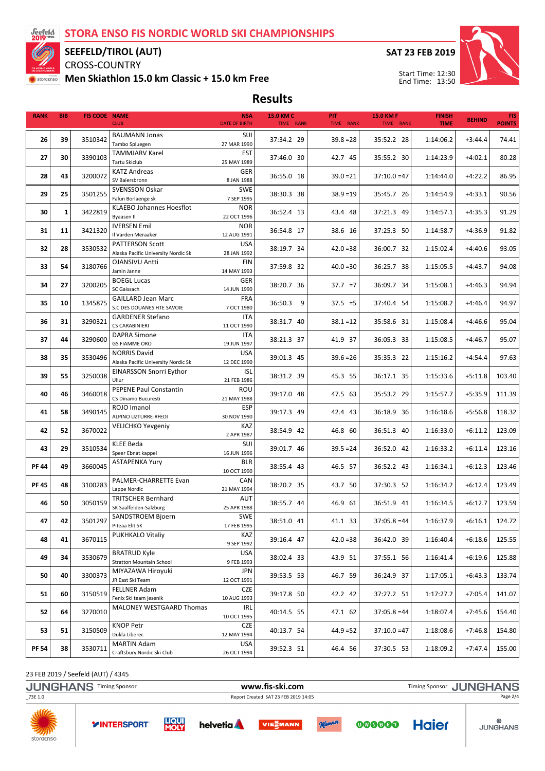# STORA ENSO FIS NORDIC WORLD SKI CHAMPIONSHIPS

## SEEFELD/TIROL (AUT)

SAT 23 FEB 2019

CROSS-COUNTRY

Start Time: 12:30
End Time: 13:50

### Men Skiathlon 15.0 km Classic + 15.0 km Free

## Results

| RANK | BIB | FIS CODE | NAME / CLUB | NSA / DATE OF BIRTH | 15.0 KM C TIME RANK | PIT TIME RANK | 15.0 KM F TIME RANK | FINISH TIME | BEHIND | FIS POINTS |
|---|---|---|---|---|---|---|---|---|---|---|
| 26 | 39 | 3510342 | BAUMANN Jonas<br>Tambo Spluegen | SUI<br>27 MAR 1990 | 37:34.2 29 | 39.8 =28 | 35:52.2 28 | 1:14:06.2 | +3:44.4 | 74.41 |
| 27 | 30 | 3390103 | TAMMJARV Karel<br>Tartu Skiclub | EST<br>25 MAY 1989 | 37:46.0 30 | 42.7 45 | 35:55.2 30 | 1:14:23.9 | +4:02.1 | 80.28 |
| 28 | 43 | 3200072 | KATZ Andreas<br>SV Baiersbronn | GER<br>8 JAN 1988 | 36:55.0 18 | 39.0 =21 | 37:10.0 =47 | 1:14:44.0 | +4:22.2 | 86.95 |
| 29 | 25 | 3501255 | SVENSSON Oskar<br>Falun Borlaenge sk | SWE<br>7 SEP 1995 | 38:30.3 38 | 38.9 =19 | 35:45.7 26 | 1:14:54.9 | +4:33.1 | 90.56 |
| 30 | 1 | 3422819 | KLAEBO Johannes Hoesflot<br>Byaasen Il | NOR<br>22 OCT 1996 | 36:52.4 13 | 43.4 48 | 37:21.3 49 | 1:14:57.1 | +4:35.3 | 91.29 |
| 31 | 11 | 3421320 | IVERSEN Emil<br>Il Varden Meraaker | NOR<br>12 AUG 1991 | 36:54.8 17 | 38.6 16 | 37:25.3 50 | 1:14:58.7 | +4:36.9 | 91.82 |
| 32 | 28 | 3530532 | PATTERSON Scott<br>Alaska Pacific University Nordic Sk | USA<br>28 JAN 1992 | 38:19.7 34 | 42.0 =38 | 36:00.7 32 | 1:15:02.4 | +4:40.6 | 93.05 |
| 33 | 54 | 3180766 | OJANSIVU Antti<br>Jamin Janne | FIN<br>14 MAY 1993 | 37:59.8 32 | 40.0 =30 | 36:25.7 38 | 1:15:05.5 | +4:43.7 | 94.08 |
| 34 | 27 | 3200205 | BOEGL Lucas<br>SC Gaissach | GER<br>14 JUN 1990 | 38:20.7 36 | 37.7 =7 | 36:09.7 34 | 1:15:08.1 | +4:46.3 | 94.94 |
| 35 | 10 | 1345875 | GAILLARD Jean Marc<br>S.C DES DOUANES HTE SAVOIE | FRA<br>7 OCT 1980 | 36:50.3 9 | 37.5 =5 | 37:40.4 54 | 1:15:08.2 | +4:46.4 | 94.97 |
| 36 | 31 | 3290321 | GARDENER Stefano<br>CS CARABINIERI | ITA<br>11 OCT 1990 | 38:31.7 40 | 38.1 =12 | 35:58.6 31 | 1:15:08.4 | +4:46.6 | 95.04 |
| 37 | 44 | 3290600 | DAPRA Simone<br>GS FIAMME ORO | ITA<br>19 JUN 1997 | 38:21.3 37 | 41.9 37 | 36:05.3 33 | 1:15:08.5 | +4:46.7 | 95.07 |
| 38 | 35 | 3530496 | NORRIS David<br>Alaska Pacific University Nordic Sk | USA<br>12 DEC 1990 | 39:01.3 45 | 39.6 =26 | 35:35.3 22 | 1:15:16.2 | +4:54.4 | 97.63 |
| 39 | 55 | 3250038 | EINARSSON Snorri Eythor<br>Ullur | ISL<br>21 FEB 1986 | 38:31.2 39 | 45.3 55 | 36:17.1 35 | 1:15:33.6 | +5:11.8 | 103.40 |
| 40 | 46 | 3460018 | PEPENE Paul Constantin<br>CS Dinamo Bucuresti | ROU<br>21 MAY 1988 | 39:17.0 48 | 47.5 63 | 35:53.2 29 | 1:15:57.7 | +5:35.9 | 111.39 |
| 41 | 58 | 3490145 | ROJO Imanol<br>ALPINO UZTURRE-RFEDI | ESP<br>30 NOV 1990 | 39:17.3 49 | 42.4 43 | 36:18.9 36 | 1:16:18.6 | +5:56.8 | 118.32 |
| 42 | 52 | 3670022 | VELICHKO Yevgeniy | KAZ<br>2 APR 1987 | 38:54.9 42 | 46.8 60 | 36:51.3 40 | 1:16:33.0 | +6:11.2 | 123.09 |
| 43 | 29 | 3510534 | KLEE Beda<br>Speer Ebnat kappel | SUI<br>16 JUN 1996 | 39:01.7 46 | 39.5 =24 | 36:52.0 42 | 1:16:33.2 | +6:11.4 | 123.16 |
| PF 44 | 49 | 3660045 | ASTAPENKA Yury | BLR<br>10 OCT 1990 | 38:55.4 43 | 46.5 57 | 36:52.2 43 | 1:16:34.1 | +6:12.3 | 123.46 |
| PF 45 | 48 | 3100283 | PALMER-CHARRETTE Evan<br>Lappe Nordic | CAN<br>21 MAY 1994 | 38:20.2 35 | 43.7 50 | 37:30.3 52 | 1:16:34.2 | +6:12.4 | 123.49 |
| 46 | 50 | 3050159 | TRITSCHER Bernhard<br>SK Saalfelden-Salzburg | AUT<br>25 APR 1988 | 38:55.7 44 | 46.9 61 | 36:51.9 41 | 1:16:34.5 | +6:12.7 | 123.59 |
| 47 | 42 | 3501297 | SANDSTROEM Bjoern<br>Piteaa Elit SK | SWE<br>17 FEB 1995 | 38:51.0 41 | 41.1 33 | 37:05.8 =44 | 1:16:37.9 | +6:16.1 | 124.72 |
| 48 | 41 | 3670115 | PUKHKALO Vitaliy | KAZ<br>9 SEP 1992 | 39:16.4 47 | 42.0 =38 | 36:42.0 39 | 1:16:40.4 | +6:18.6 | 125.55 |
| 49 | 34 | 3530679 | BRATRUD Kyle<br>Stratton Mountain School | USA<br>9 FEB 1993 | 38:02.4 33 | 43.9 51 | 37:55.1 56 | 1:16:41.4 | +6:19.6 | 125.88 |
| 50 | 40 | 3300373 | MIYAZAWA Hiroyuki<br>JR East Ski Team | JPN<br>12 OCT 1991 | 39:53.5 53 | 46.7 59 | 36:24.9 37 | 1:17:05.1 | +6:43.3 | 133.74 |
| 51 | 60 | 3150519 | FELLNER Adam<br>Fenix Ski team jesenik | CZE<br>10 AUG 1993 | 39:17.8 50 | 42.2 42 | 37:27.2 51 | 1:17:27.2 | +7:05.4 | 141.07 |
| 52 | 64 | 3270010 | MALONEY WESTGAARD Thomas | IRL<br>10 OCT 1995 | 40:14.5 55 | 47.1 62 | 37:05.8 =44 | 1:18:07.4 | +7:45.6 | 154.40 |
| 53 | 51 | 3150509 | KNOP Petr<br>Dukla Liberec | CZE<br>12 MAY 1994 | 40:13.7 54 | 44.9 =52 | 37:10.0 =47 | 1:18:08.6 | +7:46.8 | 154.80 |
| PF 54 | 38 | 3530711 | MARTIN Adam<br>Craftsbury Nordic Ski Club | USA<br>26 OCT 1994 | 39:52.3 51 | 46.4 56 | 37:30.5 53 | 1:18:09.2 | +7:47.4 | 155.00 |

23 FEB 2019 / Seefeld (AUT) / 4345

JUNGHANS Timing Sponsor — www.fis-ski.com — Timing Sponsor JUNGHANS

_73E 1.0 — Report Created SAT 23 FEB 2019 14:05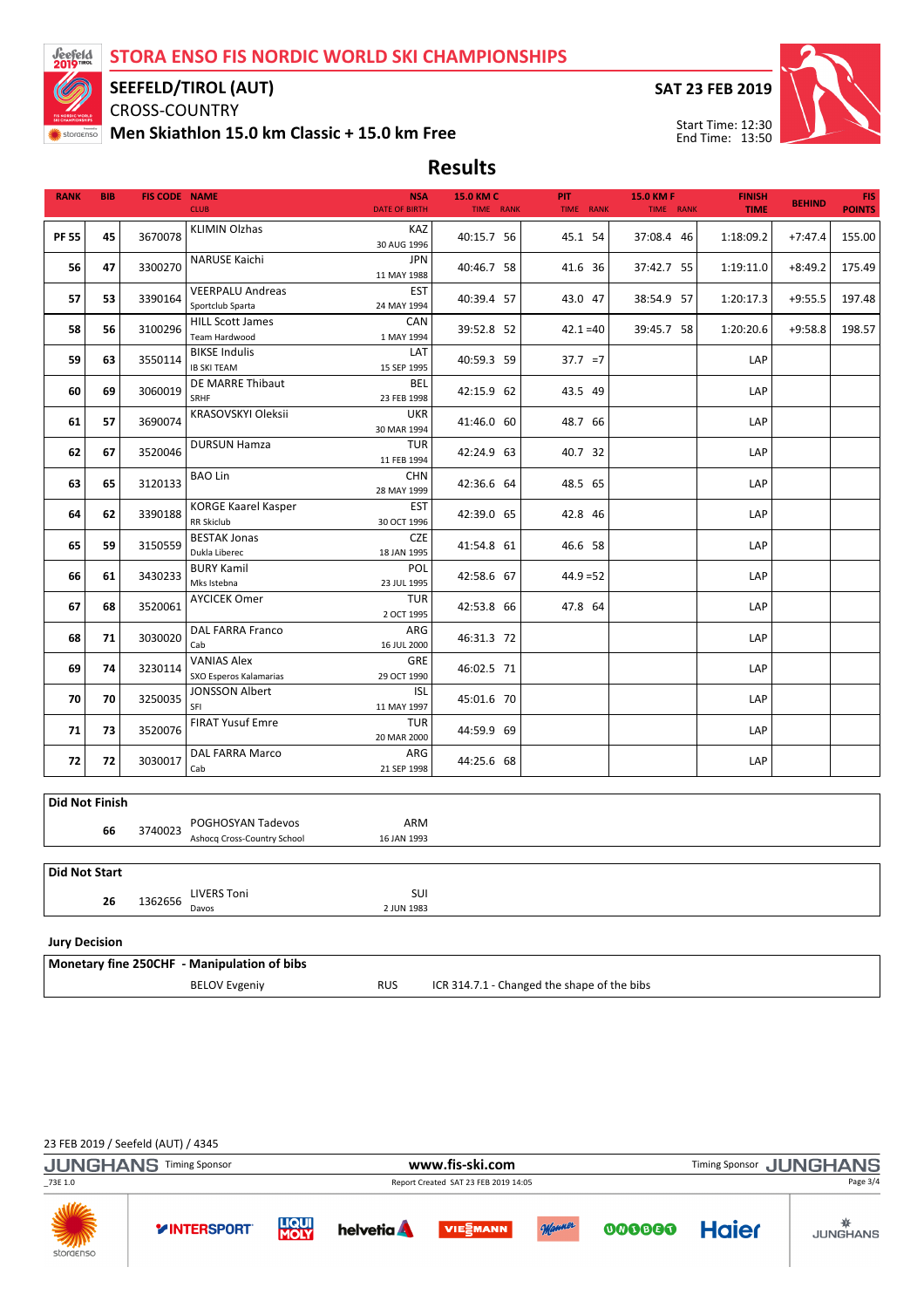# STORA ENSO FIS NORDIC WORLD SKI CHAMPIONSHIPS

## SEEFELD/TIROL (AUT)

CROSS-COUNTRY

**Men Skiathlon 15.0 km Classic + 15.0 km Free**

**SAT 23 FEB 2019**

Start Time: 12:30
End Time: 13:50

## Results

| RANK | BIB | FIS CODE | NAME / CLUB | NSA / DATE OF BIRTH | 15.0 KM C TIME RANK | PIT TIME RANK | 15.0 KM F TIME RANK | FINISH TIME | BEHIND | FIS POINTS |
|---|---|---|---|---|---|---|---|---|---|---|
| PF 55 | 45 | 3670078 | KLIMIN Olzhas | KAZ 30 AUG 1996 | 40:15.7 56 | 45.1 54 | 37:08.4 46 | 1:18:09.2 | +7:47.4 | 155.00 |
| 56 | 47 | 3300270 | NARUSE Kaichi | JPN 11 MAY 1988 | 40:46.7 58 | 41.6 36 | 37:42.7 55 | 1:19:11.0 | +8:49.2 | 175.49 |
| 57 | 53 | 3390164 | VEERPALU Andreas / Sportclub Sparta | EST 24 MAY 1994 | 40:39.4 57 | 43.0 47 | 38:54.9 57 | 1:20:17.3 | +9:55.5 | 197.48 |
| 58 | 56 | 3100296 | HILL Scott James / Team Hardwood | CAN 1 MAY 1994 | 39:52.8 52 | 42.1 =40 | 39:45.7 58 | 1:20:20.6 | +9:58.8 | 198.57 |
| 59 | 63 | 3550114 | BIKSE Indulis / IB SKI TEAM | LAT 15 SEP 1995 | 40:59.3 59 | 37.7 =7 | | LAP | | |
| 60 | 69 | 3060019 | DE MARRE Thibaut / SRHF | BEL 23 FEB 1998 | 42:15.9 62 | 43.5 49 | | LAP | | |
| 61 | 57 | 3690074 | KRASOVSKYI Oleksii | UKR 30 MAR 1994 | 41:46.0 60 | 48.7 66 | | LAP | | |
| 62 | 67 | 3520046 | DURSUN Hamza | TUR 11 FEB 1994 | 42:24.9 63 | 40.7 32 | | LAP | | |
| 63 | 65 | 3120133 | BAO Lin | CHN 28 MAY 1999 | 42:36.6 64 | 48.5 65 | | LAP | | |
| 64 | 62 | 3390188 | KORGE Kaarel Kasper / RR Skiclub | EST 30 OCT 1996 | 42:39.0 65 | 42.8 46 | | LAP | | |
| 65 | 59 | 3150559 | BESTAK Jonas / Dukla Liberec | CZE 18 JAN 1995 | 41:54.8 61 | 46.6 58 | | LAP | | |
| 66 | 61 | 3430233 | BURY Kamil / Mks Istebna | POL 23 JUL 1995 | 42:58.6 67 | 44.9 =52 | | LAP | | |
| 67 | 68 | 3520061 | AYCICEK Omer | TUR 2 OCT 1995 | 42:53.8 66 | 47.8 64 | | LAP | | |
| 68 | 71 | 3030020 | DAL FARRA Franco / Cab | ARG 16 JUL 2000 | 46:31.3 72 | | | LAP | | |
| 69 | 74 | 3230114 | VANIAS Alex / SXO Esperos Kalamarias | GRE 29 OCT 1990 | 46:02.5 71 | | | LAP | | |
| 70 | 70 | 3250035 | JONSSON Albert / SFI | ISL 11 MAY 1997 | 45:01.6 70 | | | LAP | | |
| 71 | 73 | 3520076 | FIRAT Yusuf Emre | TUR 20 MAR 2000 | 44:59.9 69 | | | LAP | | |
| 72 | 72 | 3030017 | DAL FARRA Marco / Cab | ARG 21 SEP 1998 | 44:25.6 68 | | | LAP | | |

### Did Not Finish

| BIB | FIS CODE | NAME / CLUB | NSA / DATE OF BIRTH |
|---|---|---|---|
| 66 | 3740023 | POGHOSYAN Tadevos / Ashocq Cross-Country School | ARM 16 JAN 1993 |

### Did Not Start

| BIB | FIS CODE | NAME / CLUB | NSA / DATE OF BIRTH |
|---|---|---|---|
| 26 | 1362656 | LIVERS Toni / Davos | SUI 2 JUN 1983 |

### Jury Decision

**Monetary fine 250CHF - Manipulation of bibs**

| Name | NSA | Reason |
|---|---|---|
| BELOV Evgeniy | RUS | ICR 314.7.1 - Changed the shape of the bibs |

23 FEB 2019 / Seefeld (AUT) / 4345

_73E 1.0 — Report Created SAT 23 FEB 2019 14:05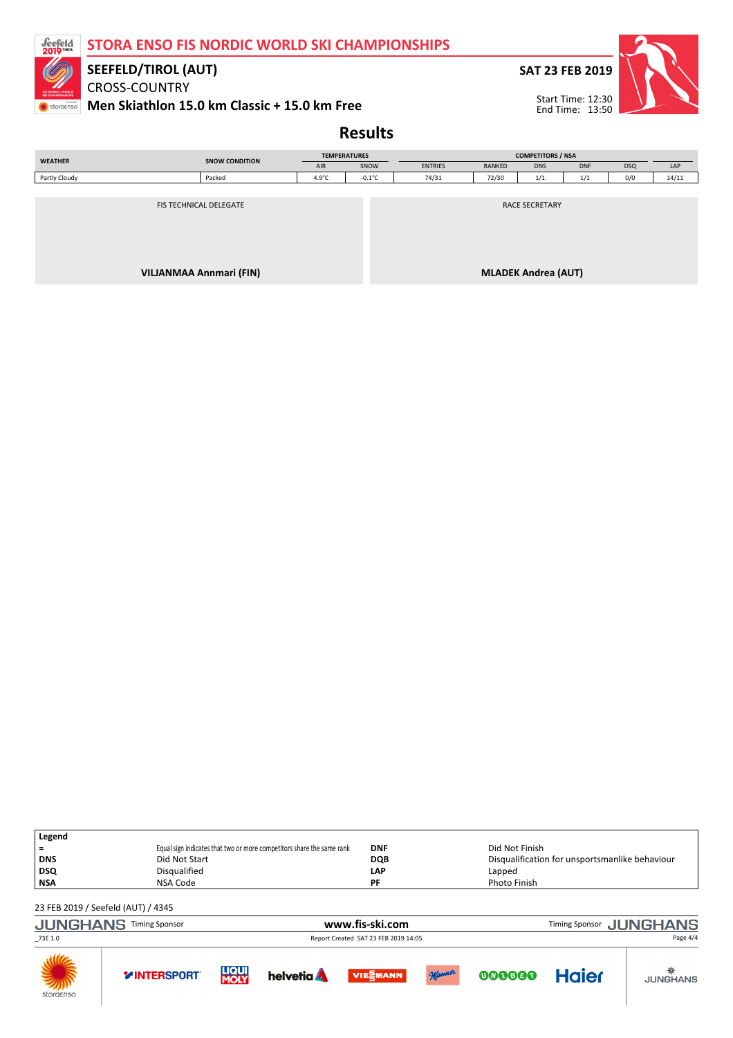# STORA ENSO FIS NORDIC WORLD SKI CHAMPIONSHIPS

## SEEFELD/TIROL (AUT)

CROSS-COUNTRY

**Men Skiathlon 15.0 km Classic + 15.0 km Free**

**SAT 23 FEB 2019**

Start Time: 12:30
End Time: 13:50

## Results

| WEATHER | SNOW CONDITION | TEMPERATURES | | COMPETITORS / NSA | | | | | |
|---|---|---|---|---|---|---|---|---|---|
| | | AIR | SNOW | ENTRIES | RANKED | DNS | DNF | DSQ | LAP |
| Partly Cloudy | Packed | 4.9°C | -0.1°C | 74/31 | 72/30 | 1/1 | 1/1 | 0/0 | 14/11 |

| FIS TECHNICAL DELEGATE | RACE SECRETARY |
|---|---|
| **VILJANMAA Annmari (FIN)** | **MLADEK Andrea (AUT)** |

| Legend | | | |
|---|---|---|---|
| = | Equal sign indicates that two or more competitors share the same rank | DNF | Did Not Finish |
| DNS | Did Not Start | DQB | Disqualification for unsportsmanlike behaviour |
| DSQ | Disqualified | LAP | Lapped |
| NSA | NSA Code | PF | Photo Finish |

23 FEB 2019 / Seefeld (AUT) / 4345

_73E 1.0

Report Created SAT 23 FEB 2019 14:05